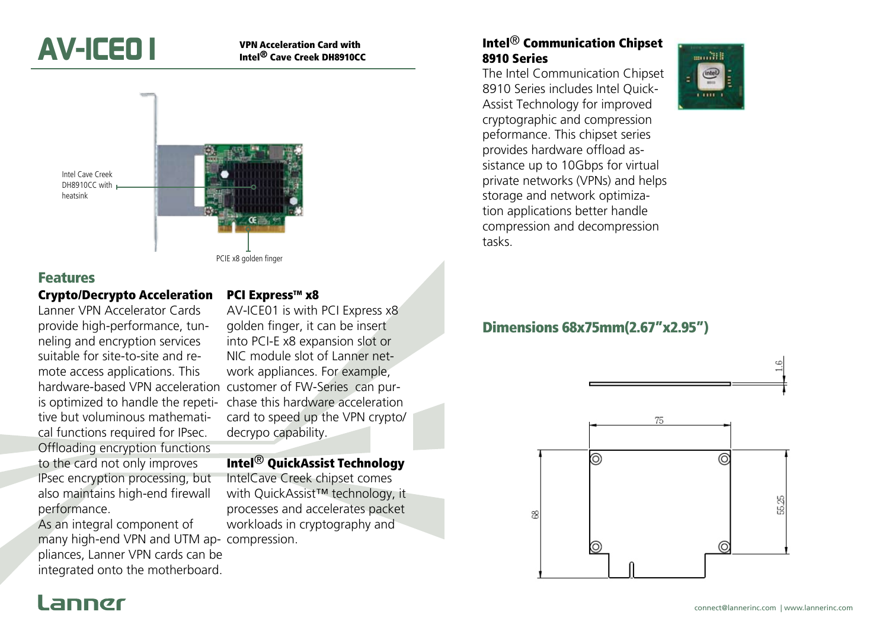# AV-ICE01

**VPN Acceleration Card with Intel® Cave Creek DH8910CC**

Intel Cave Creek DH8910CC with heatsink

PCIE x8 golden finger

## Features

### Crypto/Decrypto Acceleration

Lanner VPN Accelerator Cards provide high-performance, tunneling and encryption services suitable for site-to-site and remote access applications. This hardware-based VPN acceleration is optimized to handle the repetitive but voluminous mathematical functions required for IPsec. Offloading encryption functions to the card not only improves IPsec encryption processing, but also maintains high-end firewall performance.

As an integral component of many high-end VPN and UTM appliances, Lanner VPN cards can be integrated onto the motherboard.

### PCI Express™ x8

AV-ICE01 is with PCI Express x8 golden finger, it can be insert into PCI-E x8 expansion slot or NIC module slot of Lanner network appliances. For example, customer of FW-Series can purchase this hardware acceleration card to speed up the VPN crypto/decrypo capability.

### Intel® QuickAssist Technology

IntelCave Creek chipset comes with QuickAssist™ technology, it processes and accelerates packet workloads in cryptography and compression.

### Intel® Communication Chipset 8910 Series

The Intel Communication Chipset 8910 Series includes Intel Quick-Assist Technology for improved cryptographic and compression peformance. This chipset series provides hardware offload assistance up to 10Gbps for virtual private networks (VPNs) and helps storage and network optimization applications better handle compression and decompression tasks.

## Dimensions 68x75mm(2.67"x2.95")

1.6

75

68

55.25

Lanner

connect@lannerinc.com | www.lannerinc.com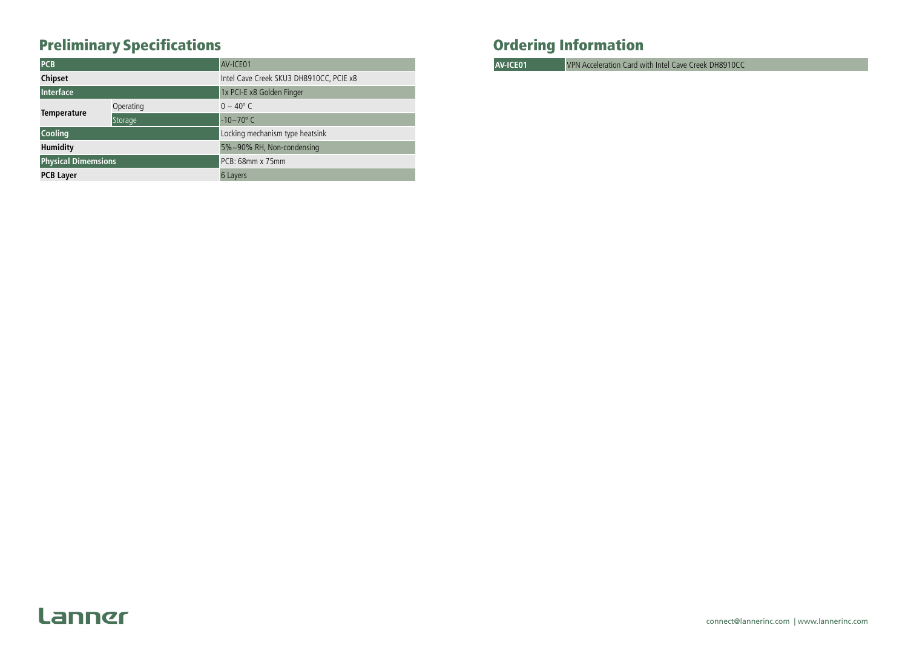## Preliminary Specifications

| | | |
|---|---|---|
| **PCB** | | AV-ICE01 |
| **Chipset** | | Intel Cave Creek SKU3 DH8910CC, PCIE x8 |
| **Interface** | | 1x PCI-E x8 Golden Finger |
| **Temperature** | Operating | 0 ~ 40° C |
| | Storage | -10~70° C |
| **Cooling** | | Locking mechanism type heatsink |
| **Humidity** | | 5%~90% RH, Non-condensing |
| **Physical Dimemsions** | | PCB: 68mm x 75mm |
| **PCB Layer** | | 6 Layers |

## Ordering Information

| | |
|---|---|
| **AV-ICE01** | VPN Acceleration Card with Intel Cave Creek DH8910CC |

Lanner

connect@lannerinc.com | www.lannerinc.com